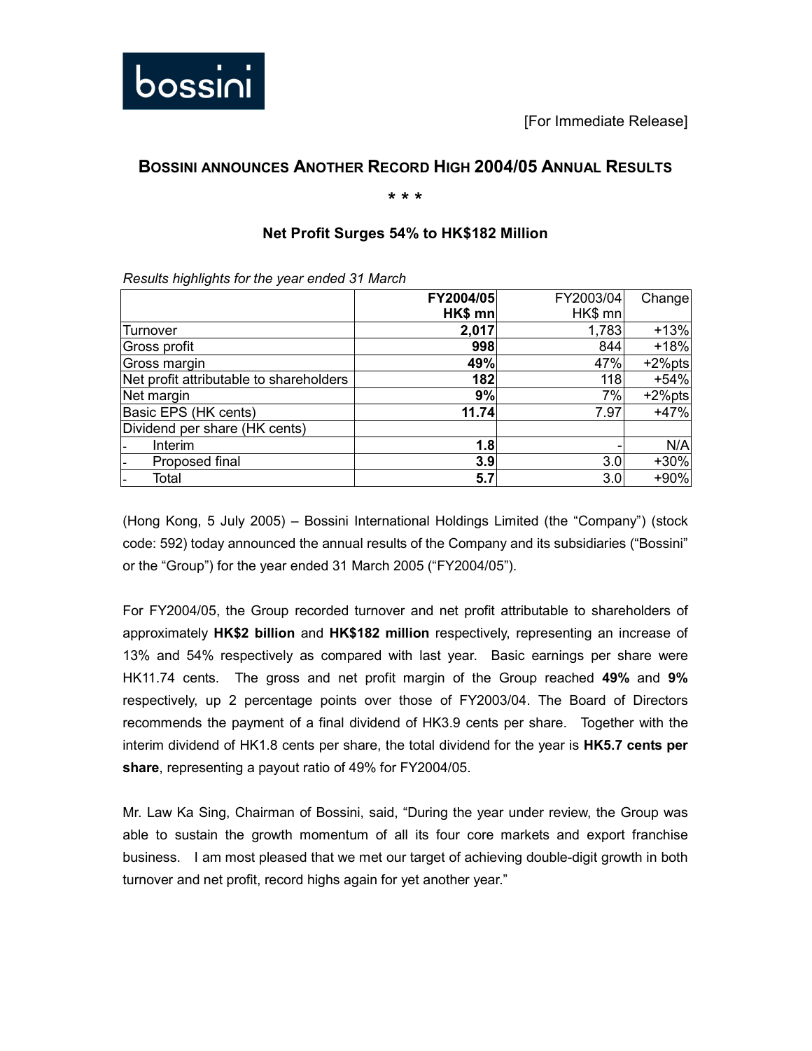bossini

[For Immediate Release]

# BOSSINI ANNOUNCES ANOTHER RECORD HIGH 2004/05 ANNUAL RESULTS

\* \* \*

## Net Profit Surges 54% to HK$182 Million

*Results highlights for the year ended 31 March*

| | **FY2004/05 HK$ mn** | FY2003/04 HK$ mn | Change |
|---|---|---|---|
| Turnover | **2,017** | 1,783 | +13% |
| Gross profit | **998** | 844 | +18% |
| Gross margin | **49%** | 47% | +2%pts |
| Net profit attributable to shareholders | **182** | 118 | +54% |
| Net margin | **9%** | 7% | +2%pts |
| Basic EPS (HK cents) | **11.74** | 7.97 | +47% |
| Dividend per share (HK cents) | | | |
| - Interim | **1.8** | - | N/A |
| - Proposed final | **3.9** | 3.0 | +30% |
| - Total | **5.7** | 3.0 | +90% |

(Hong Kong, 5 July 2005) – Bossini International Holdings Limited (the "Company") (stock code: 592) today announced the annual results of the Company and its subsidiaries ("Bossini" or the "Group") for the year ended 31 March 2005 ("FY2004/05").

For FY2004/05, the Group recorded turnover and net profit attributable to shareholders of approximately **HK$2 billion** and **HK$182 million** respectively, representing an increase of 13% and 54% respectively as compared with last year. Basic earnings per share were HK11.74 cents. The gross and net profit margin of the Group reached **49%** and **9%** respectively, up 2 percentage points over those of FY2003/04. The Board of Directors recommends the payment of a final dividend of HK3.9 cents per share. Together with the interim dividend of HK1.8 cents per share, the total dividend for the year is **HK5.7 cents per share**, representing a payout ratio of 49% for FY2004/05.

Mr. Law Ka Sing, Chairman of Bossini, said, "During the year under review, the Group was able to sustain the growth momentum of all its four core markets and export franchise business. I am most pleased that we met our target of achieving double-digit growth in both turnover and net profit, record highs again for yet another year."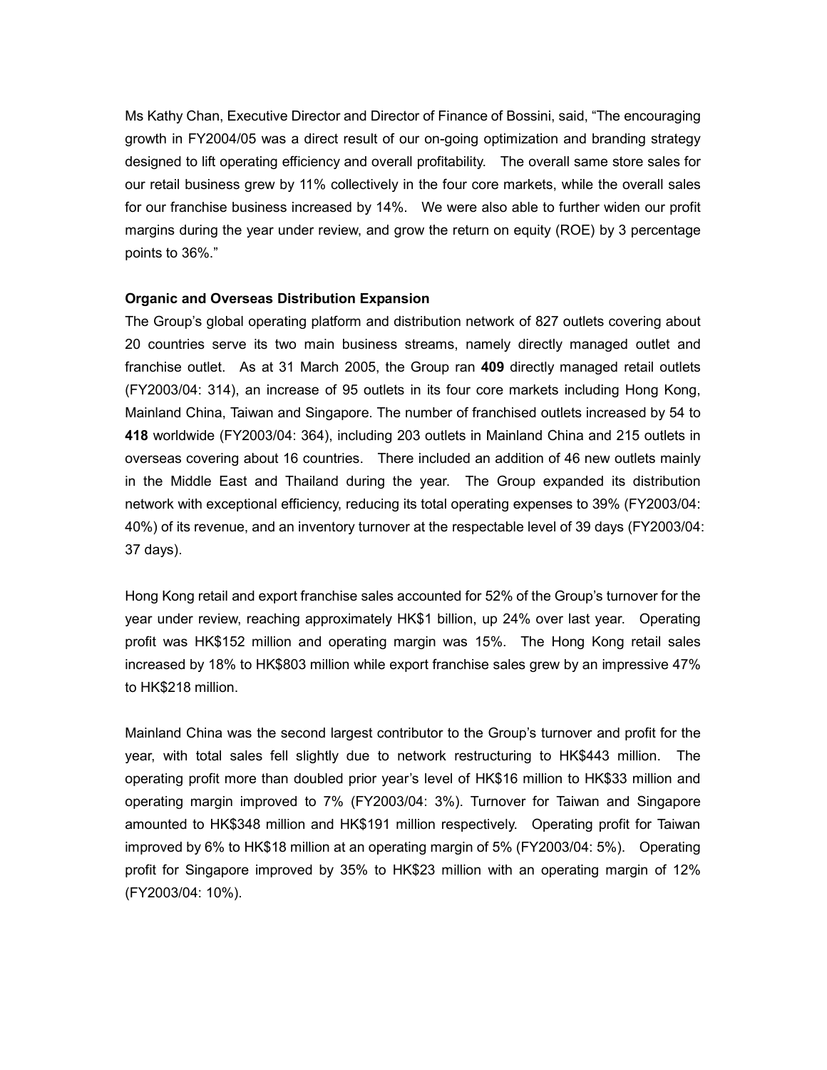Ms Kathy Chan, Executive Director and Director of Finance of Bossini, said, "The encouraging growth in FY2004/05 was a direct result of our on-going optimization and branding strategy designed to lift operating efficiency and overall profitability. The overall same store sales for our retail business grew by 11% collectively in the four core markets, while the overall sales for our franchise business increased by 14%. We were also able to further widen our profit margins during the year under review, and grow the return on equity (ROE) by 3 percentage points to 36%."

**Organic and Overseas Distribution Expansion**

The Group's global operating platform and distribution network of 827 outlets covering about 20 countries serve its two main business streams, namely directly managed outlet and franchise outlet. As at 31 March 2005, the Group ran **409** directly managed retail outlets (FY2003/04: 314), an increase of 95 outlets in its four core markets including Hong Kong, Mainland China, Taiwan and Singapore. The number of franchised outlets increased by 54 to **418** worldwide (FY2003/04: 364), including 203 outlets in Mainland China and 215 outlets in overseas covering about 16 countries. There included an addition of 46 new outlets mainly in the Middle East and Thailand during the year. The Group expanded its distribution network with exceptional efficiency, reducing its total operating expenses to 39% (FY2003/04: 40%) of its revenue, and an inventory turnover at the respectable level of 39 days (FY2003/04: 37 days).

Hong Kong retail and export franchise sales accounted for 52% of the Group's turnover for the year under review, reaching approximately HK$1 billion, up 24% over last year. Operating profit was HK$152 million and operating margin was 15%. The Hong Kong retail sales increased by 18% to HK$803 million while export franchise sales grew by an impressive 47% to HK$218 million.

Mainland China was the second largest contributor to the Group's turnover and profit for the year, with total sales fell slightly due to network restructuring to HK$443 million. The operating profit more than doubled prior year's level of HK$16 million to HK$33 million and operating margin improved to 7% (FY2003/04: 3%). Turnover for Taiwan and Singapore amounted to HK$348 million and HK$191 million respectively. Operating profit for Taiwan improved by 6% to HK$18 million at an operating margin of 5% (FY2003/04: 5%). Operating profit for Singapore improved by 35% to HK$23 million with an operating margin of 12% (FY2003/04: 10%).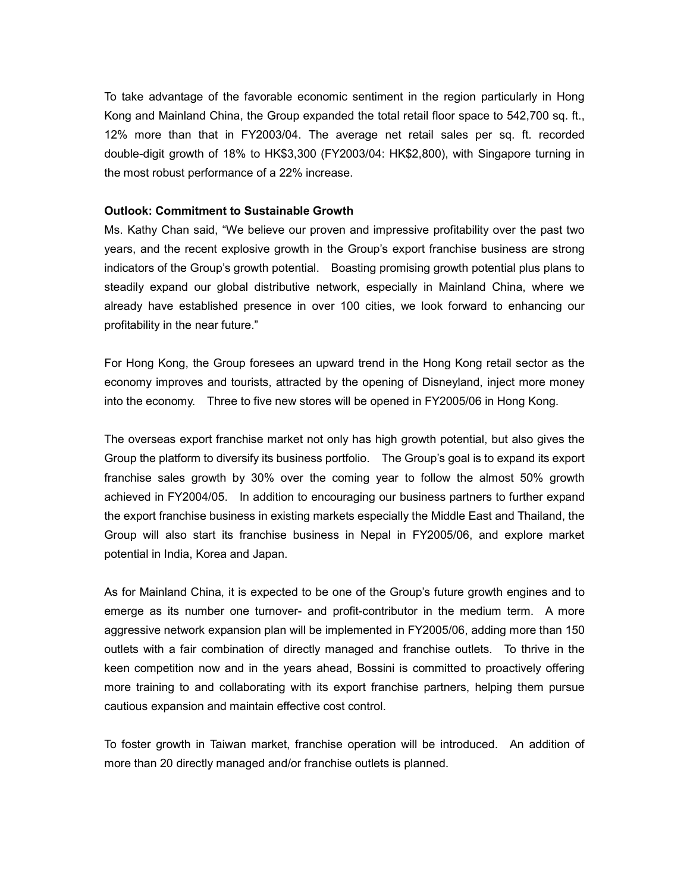To take advantage of the favorable economic sentiment in the region particularly in Hong Kong and Mainland China, the Group expanded the total retail floor space to 542,700 sq. ft., 12% more than that in FY2003/04. The average net retail sales per sq. ft. recorded double-digit growth of 18% to HK$3,300 (FY2003/04: HK$2,800), with Singapore turning in the most robust performance of a 22% increase.

**Outlook: Commitment to Sustainable Growth**

Ms. Kathy Chan said, "We believe our proven and impressive profitability over the past two years, and the recent explosive growth in the Group's export franchise business are strong indicators of the Group's growth potential. Boasting promising growth potential plus plans to steadily expand our global distributive network, especially in Mainland China, where we already have established presence in over 100 cities, we look forward to enhancing our profitability in the near future."

For Hong Kong, the Group foresees an upward trend in the Hong Kong retail sector as the economy improves and tourists, attracted by the opening of Disneyland, inject more money into the economy. Three to five new stores will be opened in FY2005/06 in Hong Kong.

The overseas export franchise market not only has high growth potential, but also gives the Group the platform to diversify its business portfolio. The Group's goal is to expand its export franchise sales growth by 30% over the coming year to follow the almost 50% growth achieved in FY2004/05. In addition to encouraging our business partners to further expand the export franchise business in existing markets especially the Middle East and Thailand, the Group will also start its franchise business in Nepal in FY2005/06, and explore market potential in India, Korea and Japan.

As for Mainland China, it is expected to be one of the Group's future growth engines and to emerge as its number one turnover- and profit-contributor in the medium term. A more aggressive network expansion plan will be implemented in FY2005/06, adding more than 150 outlets with a fair combination of directly managed and franchise outlets. To thrive in the keen competition now and in the years ahead, Bossini is committed to proactively offering more training to and collaborating with its export franchise partners, helping them pursue cautious expansion and maintain effective cost control.

To foster growth in Taiwan market, franchise operation will be introduced. An addition of more than 20 directly managed and/or franchise outlets is planned.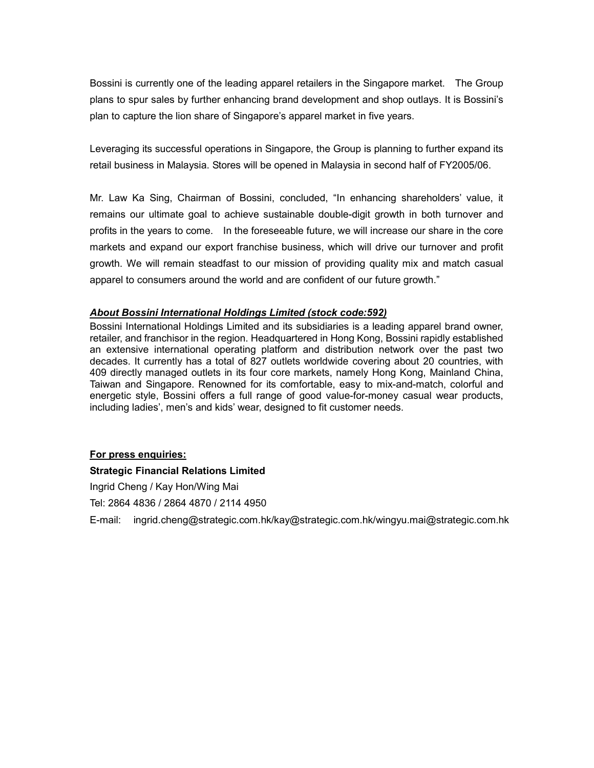Bossini is currently one of the leading apparel retailers in the Singapore market. The Group plans to spur sales by further enhancing brand development and shop outlays. It is Bossini's plan to capture the lion share of Singapore's apparel market in five years.

Leveraging its successful operations in Singapore, the Group is planning to further expand its retail business in Malaysia. Stores will be opened in Malaysia in second half of FY2005/06.

Mr. Law Ka Sing, Chairman of Bossini, concluded, "In enhancing shareholders' value, it remains our ultimate goal to achieve sustainable double-digit growth in both turnover and profits in the years to come. In the foreseeable future, we will increase our share in the core markets and expand our export franchise business, which will drive our turnover and profit growth. We will remain steadfast to our mission of providing quality mix and match casual apparel to consumers around the world and are confident of our future growth."

***About Bossini International Holdings Limited (stock code:592)***

Bossini International Holdings Limited and its subsidiaries is a leading apparel brand owner, retailer, and franchisor in the region. Headquartered in Hong Kong, Bossini rapidly established an extensive international operating platform and distribution network over the past two decades. It currently has a total of 827 outlets worldwide covering about 20 countries, with 409 directly managed outlets in its four core markets, namely Hong Kong, Mainland China, Taiwan and Singapore. Renowned for its comfortable, easy to mix-and-match, colorful and energetic style, Bossini offers a full range of good value-for-money casual wear products, including ladies', men's and kids' wear, designed to fit customer needs.

**For press enquiries:**

**Strategic Financial Relations Limited**

Ingrid Cheng / Kay Hon/Wing Mai

Tel: 2864 4836 / 2864 4870 / 2114 4950

E-mail: ingrid.cheng@strategic.com.hk/kay@strategic.com.hk/wingyu.mai@strategic.com.hk